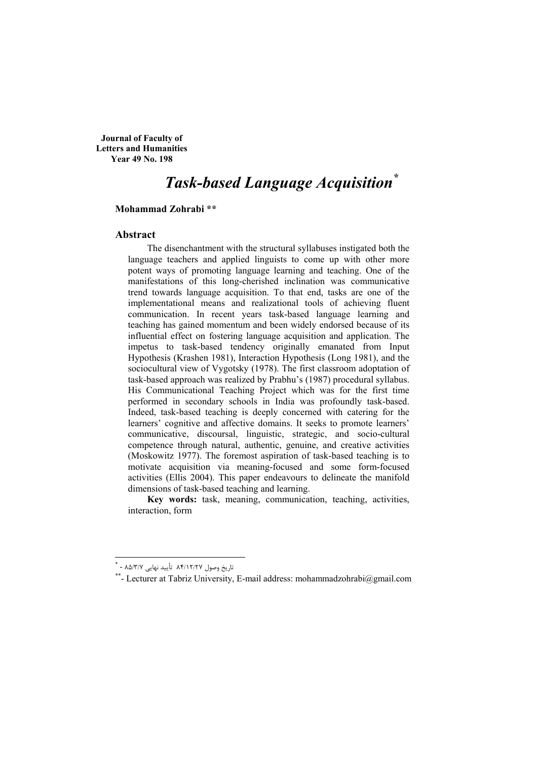**Journal of Faculty of Letters and Humanities**
**Year 49 No. 198**

# *Task-based Language Acquisition*[*]

**Mohammad Zohrabi** [**]

## Abstract

The disenchantment with the structural syllabuses instigated both the language teachers and applied linguists to come up with other more potent ways of promoting language learning and teaching. One of the manifestations of this long-cherished inclination was communicative trend towards language acquisition. To that end, tasks are one of the implementational means and realizational tools of achieving fluent communication. In recent years task-based language learning and teaching has gained momentum and been widely endorsed because of its influential effect on fostering language acquisition and application. The impetus to task-based tendency originally emanated from Input Hypothesis (Krashen 1981), Interaction Hypothesis (Long 1981), and the sociocultural view of Vygotsky (1978). The first classroom adoptation of task-based approach was realized by Prabhu's (1987) procedural syllabus. His Communicational Teaching Project which was for the first time performed in secondary schools in India was profoundly task-based. Indeed, task-based teaching is deeply concerned with catering for the learners' cognitive and affective domains. It seeks to promote learners' communicative, discoursal, linguistic, strategic, and socio-cultural competence through natural, authentic, genuine, and creative activities (Moskowitz 1977). The foremost aspiration of task-based teaching is to motivate acquisition via meaning-focused and some form-focused activities (Ellis 2004). This paper endeavours to delineate the manifold dimensions of task-based teaching and learning.

**Key words:** task, meaning, communication, teaching, activities, interaction, form

---

[*] - تاریخ وصول ۸۴/۱۲/۲۷ تأیید نهایی ۸۵/۳/۷

[**] - Lecturer at Tabriz University, E-mail address: mohammadzohrabi@gmail.com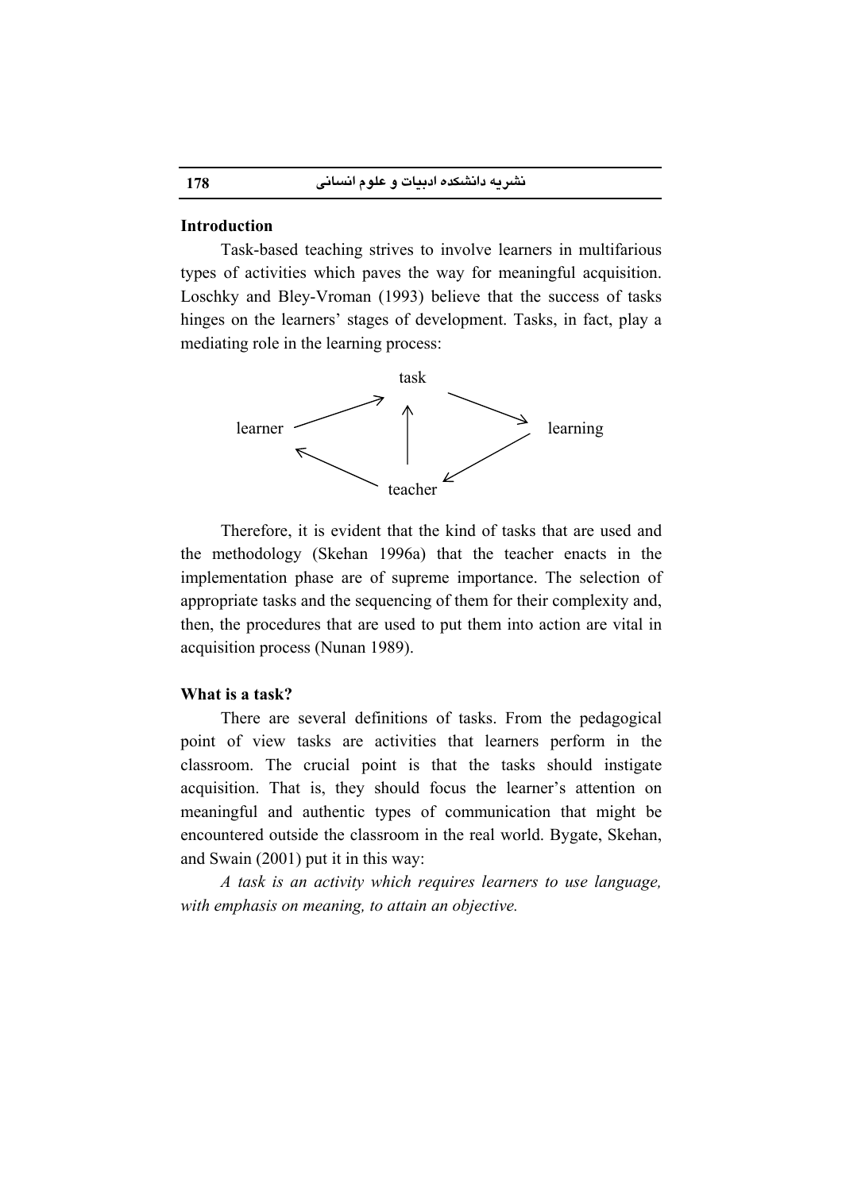## Introduction

Task-based teaching strives to involve learners in multifarious types of activities which paves the way for meaningful acquisition. Loschky and Bley-Vroman (1993) believe that the success of tasks hinges on the learners' stages of development. Tasks, in fact, play a mediating role in the learning process:

```
                    task
                 ↗   ↑    ↘
learner              |        learning
       ↖             |      ↙
                  teacher
```

Therefore, it is evident that the kind of tasks that are used and the methodology (Skehan 1996a) that the teacher enacts in the implementation phase are of supreme importance. The selection of appropriate tasks and the sequencing of them for their complexity and, then, the procedures that are used to put them into action are vital in acquisition process (Nunan 1989).

## What is a task?

There are several definitions of tasks. From the pedagogical point of view tasks are activities that learners perform in the classroom. The crucial point is that the tasks should instigate acquisition. That is, they should focus the learner's attention on meaningful and authentic types of communication that might be encountered outside the classroom in the real world. Bygate, Skehan, and Swain (2001) put it in this way:

*A task is an activity which requires learners to use language, with emphasis on meaning, to attain an objective.*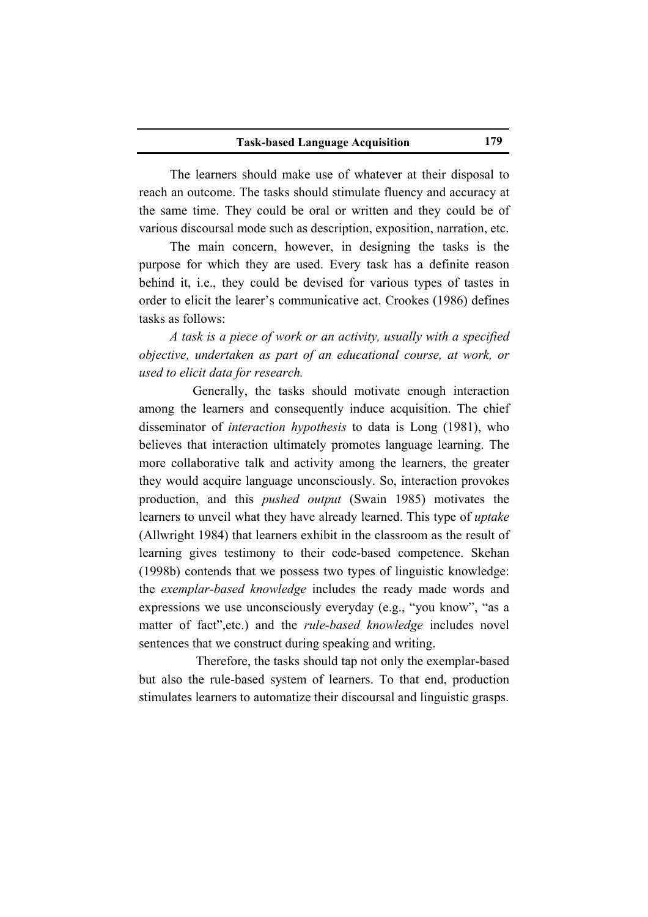The learners should make use of whatever at their disposal to reach an outcome. The tasks should stimulate fluency and accuracy at the same time. They could be oral or written and they could be of various discoursal mode such as description, exposition, narration, etc.

The main concern, however, in designing the tasks is the purpose for which they are used. Every task has a definite reason behind it, i.e., they could be devised for various types of tastes in order to elicit the learer's communicative act. Crookes (1986) defines tasks as follows:

*A task is a piece of work or an activity, usually with a specified objective, undertaken as part of an educational course, at work, or used to elicit data for research.*

Generally, the tasks should motivate enough interaction among the learners and consequently induce acquisition. The chief disseminator of *interaction hypothesis* to data is Long (1981), who believes that interaction ultimately promotes language learning. The more collaborative talk and activity among the learners, the greater they would acquire language unconsciously. So, interaction provokes production, and this *pushed output* (Swain 1985) motivates the learners to unveil what they have already learned. This type of *uptake* (Allwright 1984) that learners exhibit in the classroom as the result of learning gives testimony to their code-based competence. Skehan (1998b) contends that we possess two types of linguistic knowledge: the *exemplar-based knowledge* includes the ready made words and expressions we use unconsciously everyday (e.g., "you know", "as a matter of fact",etc.) and the *rule-based knowledge* includes novel sentences that we construct during speaking and writing.

Therefore, the tasks should tap not only the exemplar-based but also the rule-based system of learners. To that end, production stimulates learners to automatize their discoursal and linguistic grasps.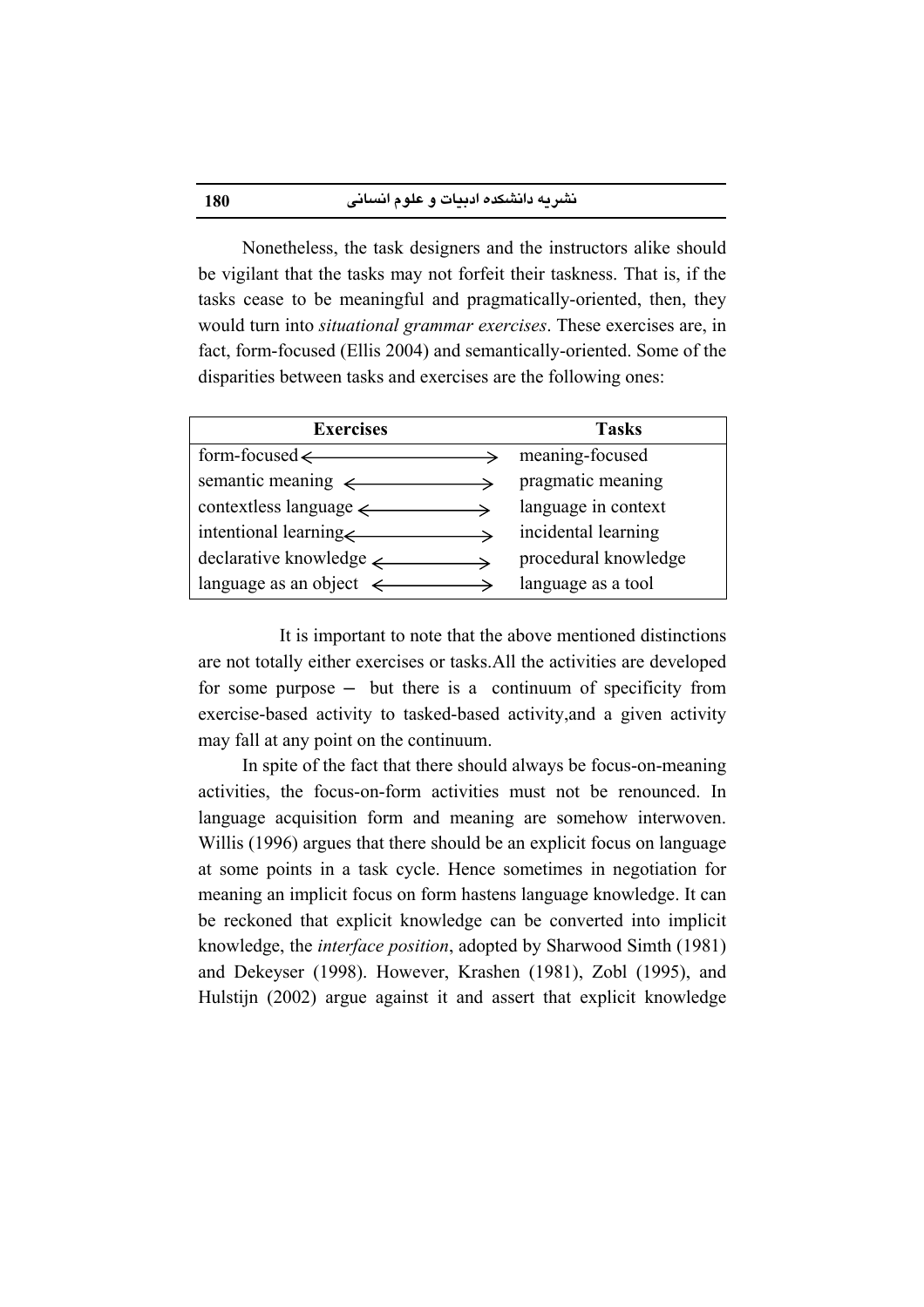Nonetheless, the task designers and the instructors alike should be vigilant that the tasks may not forfeit their taskness. That is, if the tasks cease to be meaningful and pragmatically-oriented, then, they would turn into *situational grammar exercises*. These exercises are, in fact, form-focused (Ellis 2004) and semantically-oriented. Some of the disparities between tasks and exercises are the following ones:

| Exercises | | Tasks |
|---|---|---|
| form-focused | ⟷ | meaning-focused |
| semantic meaning | ⟷ | pragmatic meaning |
| contextless language | ⟷ | language in context |
| intentional learning | ⟷ | incidental learning |
| declarative knowledge | ⟷ | procedural knowledge |
| language as an object | ⟷ | language as a tool |

It is important to note that the above mentioned distinctions are not totally either exercises or tasks.All the activities are developed for some purpose – but there is a continuum of specificity from exercise-based activity to tasked-based activity,and a given activity may fall at any point on the continuum.

In spite of the fact that there should always be focus-on-meaning activities, the focus-on-form activities must not be renounced. In language acquisition form and meaning are somehow interwoven. Willis (1996) argues that there should be an explicit focus on language at some points in a task cycle. Hence sometimes in negotiation for meaning an implicit focus on form hastens language knowledge. It can be reckoned that explicit knowledge can be converted into implicit knowledge, the *interface position*, adopted by Sharwood Simth (1981) and Dekeyser (1998). However, Krashen (1981), Zobl (1995), and Hulstijn (2002) argue against it and assert that explicit knowledge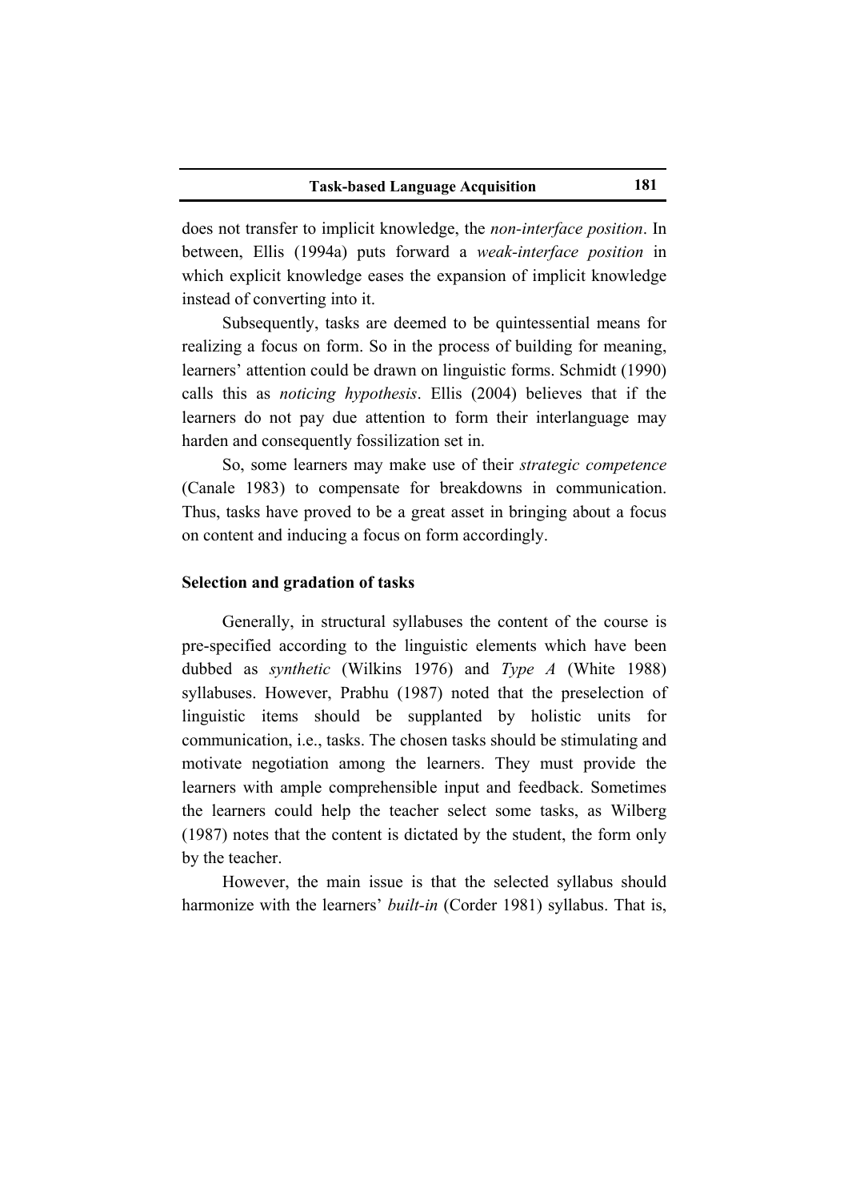does not transfer to implicit knowledge, the *non-interface position*. In between, Ellis (1994a) puts forward a *weak-interface position* in which explicit knowledge eases the expansion of implicit knowledge instead of converting into it.

Subsequently, tasks are deemed to be quintessential means for realizing a focus on form. So in the process of building for meaning, learners' attention could be drawn on linguistic forms. Schmidt (1990) calls this as *noticing hypothesis*. Ellis (2004) believes that if the learners do not pay due attention to form their interlanguage may harden and consequently fossilization set in.

So, some learners may make use of their *strategic competence* (Canale 1983) to compensate for breakdowns in communication. Thus, tasks have proved to be a great asset in bringing about a focus on content and inducing a focus on form accordingly.

### Selection and gradation of tasks

Generally, in structural syllabuses the content of the course is pre-specified according to the linguistic elements which have been dubbed as *synthetic* (Wilkins 1976) and *Type A* (White 1988) syllabuses. However, Prabhu (1987) noted that the preselection of linguistic items should be supplanted by holistic units for communication, i.e., tasks. The chosen tasks should be stimulating and motivate negotiation among the learners. They must provide the learners with ample comprehensible input and feedback. Sometimes the learners could help the teacher select some tasks, as Wilberg (1987) notes that the content is dictated by the student, the form only by the teacher.

However, the main issue is that the selected syllabus should harmonize with the learners' *built-in* (Corder 1981) syllabus. That is,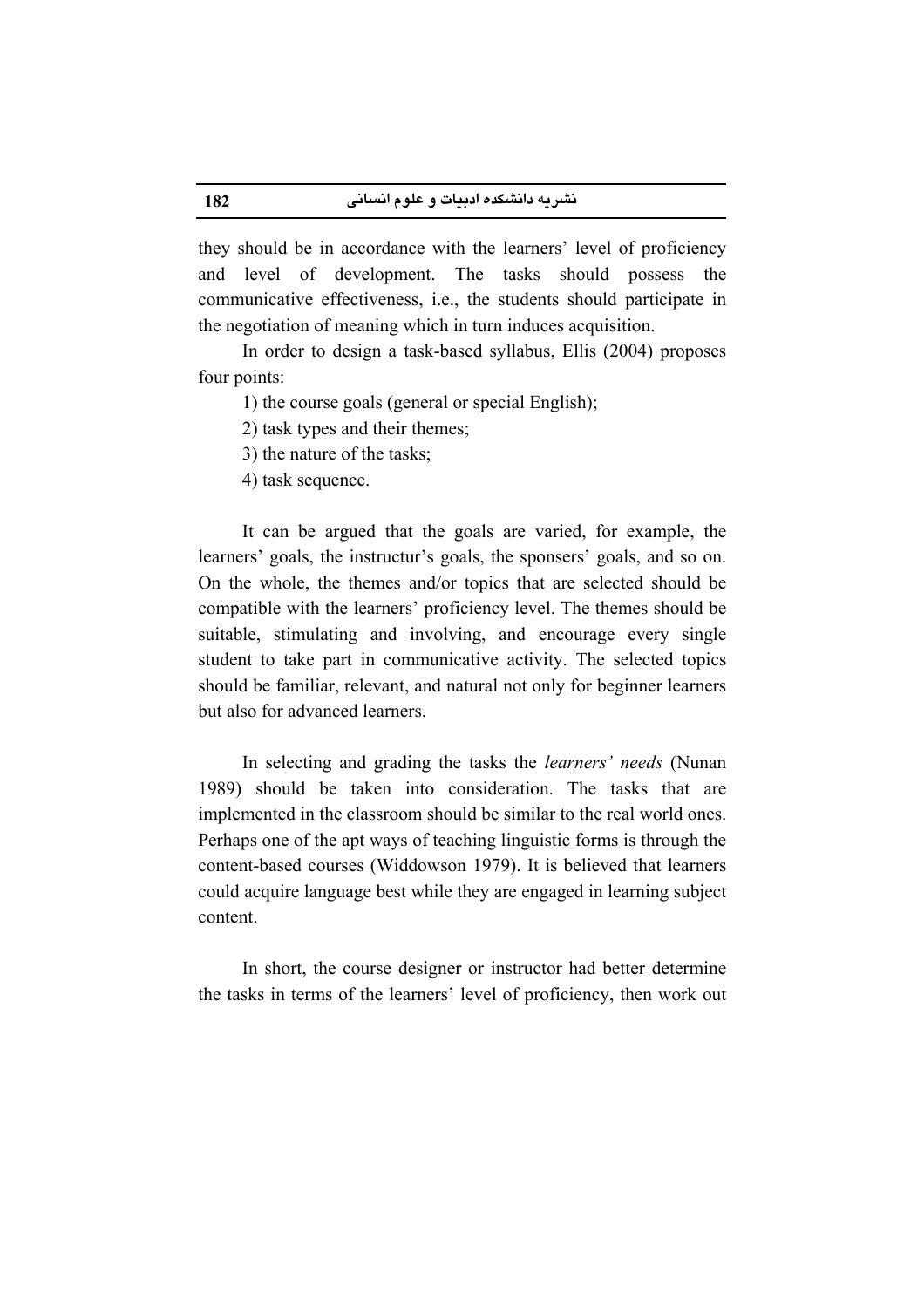they should be in accordance with the learners' level of proficiency and level of development. The tasks should possess the communicative effectiveness, i.e., the students should participate in the negotiation of meaning which in turn induces acquisition.

In order to design a task-based syllabus, Ellis (2004) proposes four points:

1) the course goals (general or special English);
2) task types and their themes;
3) the nature of the tasks;
4) task sequence.

It can be argued that the goals are varied, for example, the learners' goals, the instructur's goals, the sponsers' goals, and so on. On the whole, the themes and/or topics that are selected should be compatible with the learners' proficiency level. The themes should be suitable, stimulating and involving, and encourage every single student to take part in communicative activity. The selected topics should be familiar, relevant, and natural not only for beginner learners but also for advanced learners.

In selecting and grading the tasks the *learners' needs* (Nunan 1989) should be taken into consideration. The tasks that are implemented in the classroom should be similar to the real world ones. Perhaps one of the apt ways of teaching linguistic forms is through the content-based courses (Widdowson 1979). It is believed that learners could acquire language best while they are engaged in learning subject content.

In short, the course designer or instructor had better determine the tasks in terms of the learners' level of proficiency, then work out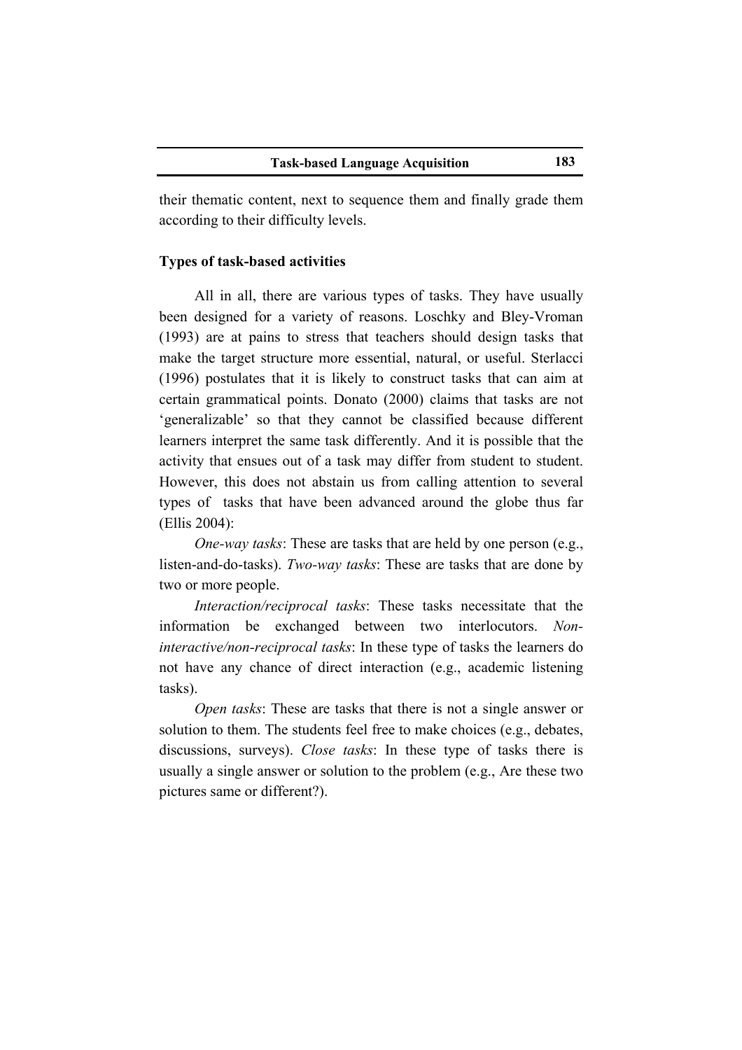their thematic content, next to sequence them and finally grade them according to their difficulty levels.

### Types of task-based activities

All in all, there are various types of tasks. They have usually been designed for a variety of reasons. Loschky and Bley-Vroman (1993) are at pains to stress that teachers should design tasks that make the target structure more essential, natural, or useful. Sterlacci (1996) postulates that it is likely to construct tasks that can aim at certain grammatical points. Donato (2000) claims that tasks are not 'generalizable' so that they cannot be classified because different learners interpret the same task differently. And it is possible that the activity that ensues out of a task may differ from student to student. However, this does not abstain us from calling attention to several types of tasks that have been advanced around the globe thus far (Ellis 2004):

*One-way tasks*: These are tasks that are held by one person (e.g., listen-and-do-tasks). *Two-way tasks*: These are tasks that are done by two or more people.

*Interaction/reciprocal tasks*: These tasks necessitate that the information be exchanged between two interlocutors. *Non-interactive/non-reciprocal tasks*: In these type of tasks the learners do not have any chance of direct interaction (e.g., academic listening tasks).

*Open tasks*: These are tasks that there is not a single answer or solution to them. The students feel free to make choices (e.g., debates, discussions, surveys). *Close tasks*: In these type of tasks there is usually a single answer or solution to the problem (e.g., Are these two pictures same or different?).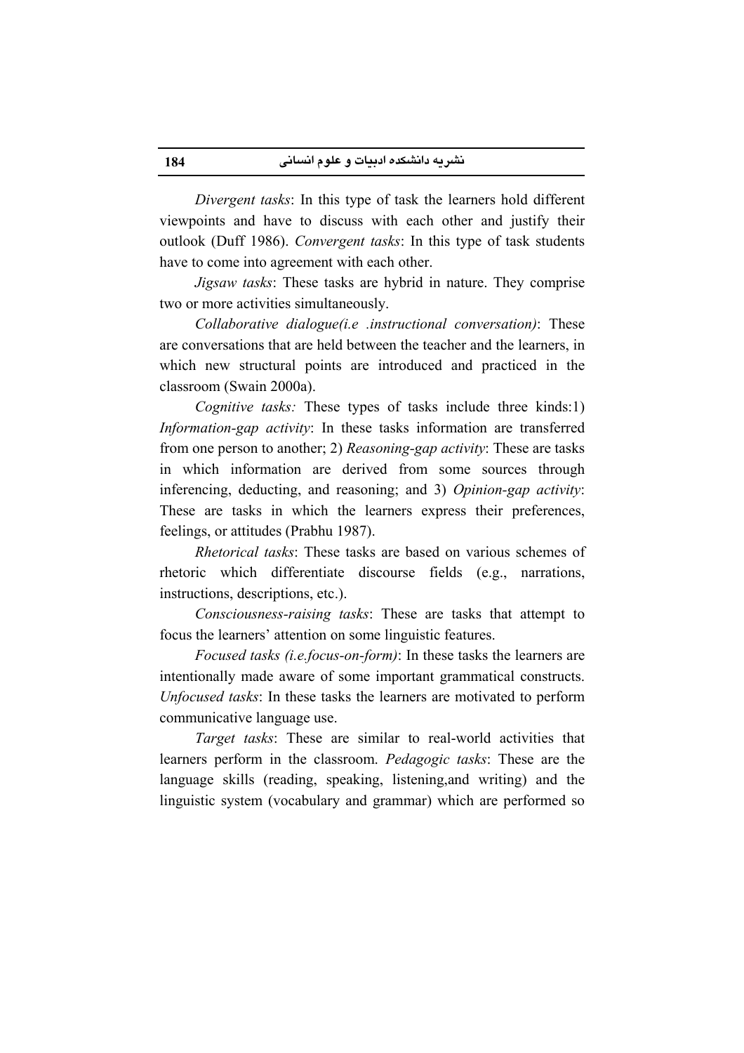*Divergent tasks*: In this type of task the learners hold different viewpoints and have to discuss with each other and justify their outlook (Duff 1986). *Convergent tasks*: In this type of task students have to come into agreement with each other.

*Jigsaw tasks*: These tasks are hybrid in nature. They comprise two or more activities simultaneously.

*Collaborative dialogue(i.e .instructional conversation)*: These are conversations that are held between the teacher and the learners, in which new structural points are introduced and practiced in the classroom (Swain 2000a).

*Cognitive tasks:* These types of tasks include three kinds:1) *Information-gap activity*: In these tasks information are transferred from one person to another; 2) *Reasoning-gap activity*: These are tasks in which information are derived from some sources through inferencing, deducting, and reasoning; and 3) *Opinion-gap activity*: These are tasks in which the learners express their preferences, feelings, or attitudes (Prabhu 1987).

*Rhetorical tasks*: These tasks are based on various schemes of rhetoric which differentiate discourse fields (e.g., narrations, instructions, descriptions, etc.).

*Consciousness-raising tasks*: These are tasks that attempt to focus the learners' attention on some linguistic features.

*Focused tasks (i.e.focus-on-form)*: In these tasks the learners are intentionally made aware of some important grammatical constructs. *Unfocused tasks*: In these tasks the learners are motivated to perform communicative language use.

*Target tasks*: These are similar to real-world activities that learners perform in the classroom. *Pedagogic tasks*: These are the language skills (reading, speaking, listening,and writing) and the linguistic system (vocabulary and grammar) which are performed so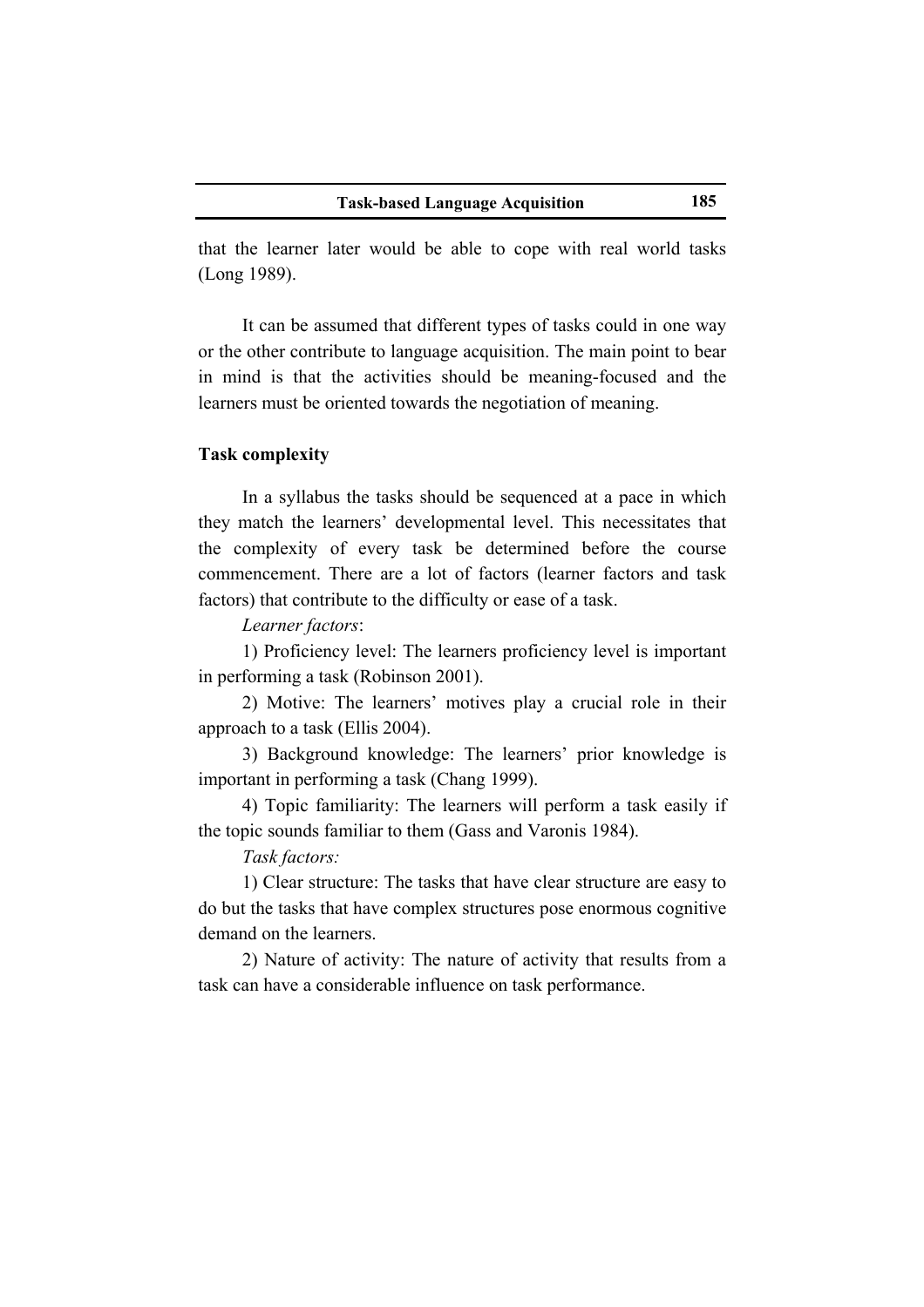that the learner later would be able to cope with real world tasks (Long 1989).

It can be assumed that different types of tasks could in one way or the other contribute to language acquisition. The main point to bear in mind is that the activities should be meaning-focused and the learners must be oriented towards the negotiation of meaning.

## Task complexity

In a syllabus the tasks should be sequenced at a pace in which they match the learners' developmental level. This necessitates that the complexity of every task be determined before the course commencement. There are a lot of factors (learner factors and task factors) that contribute to the difficulty or ease of a task.

*Learner factors*:

1) Proficiency level: The learners proficiency level is important in performing a task (Robinson 2001).

2) Motive: The learners' motives play a crucial role in their approach to a task (Ellis 2004).

3) Background knowledge: The learners' prior knowledge is important in performing a task (Chang 1999).

4) Topic familiarity: The learners will perform a task easily if the topic sounds familiar to them (Gass and Varonis 1984).

*Task factors:*

1) Clear structure: The tasks that have clear structure are easy to do but the tasks that have complex structures pose enormous cognitive demand on the learners.

2) Nature of activity: The nature of activity that results from a task can have a considerable influence on task performance.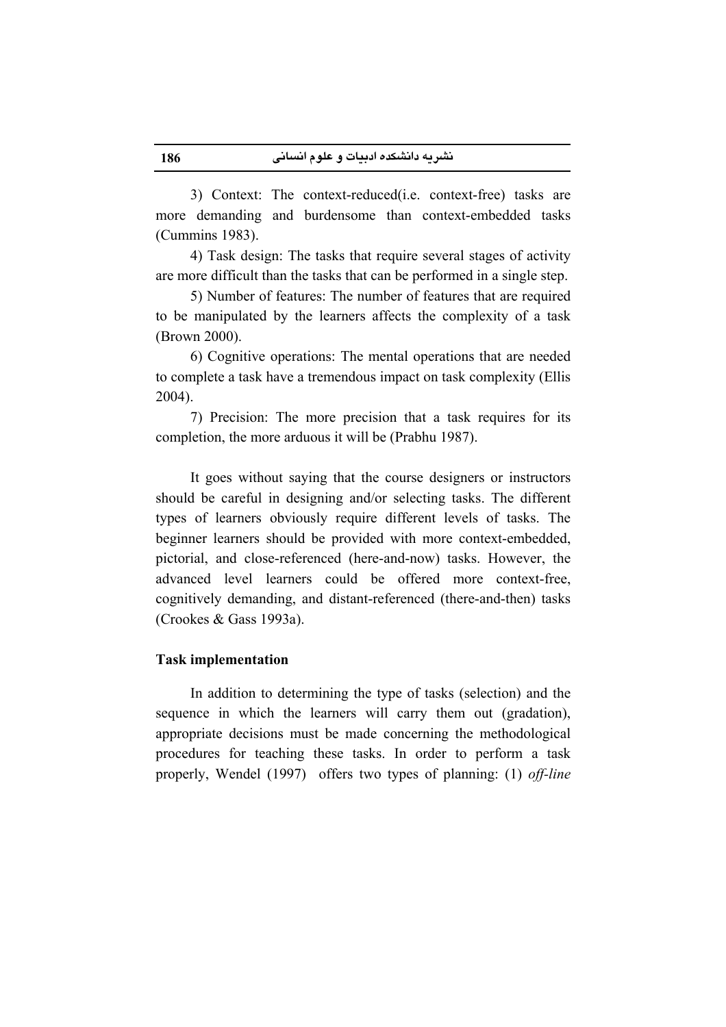3) Context: The context-reduced(i.e. context-free) tasks are more demanding and burdensome than context-embedded tasks (Cummins 1983).

4) Task design: The tasks that require several stages of activity are more difficult than the tasks that can be performed in a single step.

5) Number of features: The number of features that are required to be manipulated by the learners affects the complexity of a task (Brown 2000).

6) Cognitive operations: The mental operations that are needed to complete a task have a tremendous impact on task complexity (Ellis 2004).

7) Precision: The more precision that a task requires for its completion, the more arduous it will be (Prabhu 1987).

It goes without saying that the course designers or instructors should be careful in designing and/or selecting tasks. The different types of learners obviously require different levels of tasks. The beginner learners should be provided with more context-embedded, pictorial, and close-referenced (here-and-now) tasks. However, the advanced level learners could be offered more context-free, cognitively demanding, and distant-referenced (there-and-then) tasks (Crookes & Gass 1993a).

**Task implementation**

In addition to determining the type of tasks (selection) and the sequence in which the learners will carry them out (gradation), appropriate decisions must be made concerning the methodological procedures for teaching these tasks. In order to perform a task properly, Wendel (1997) offers two types of planning: (1) *off-line*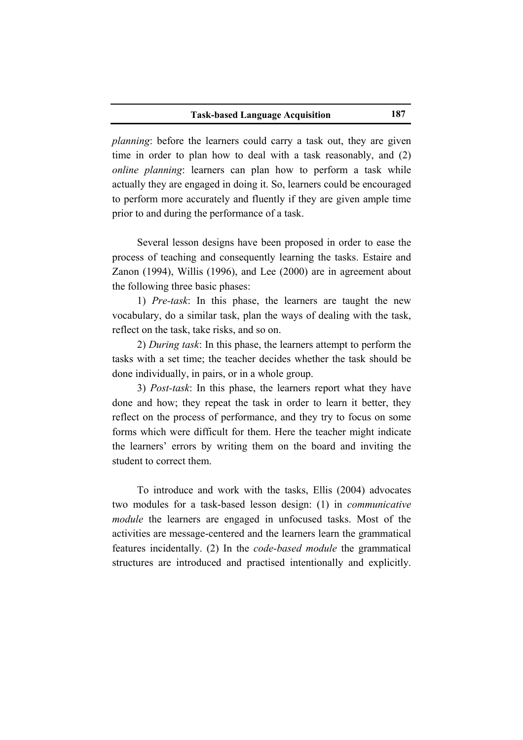*planning*: before the learners could carry a task out, they are given time in order to plan how to deal with a task reasonably, and (2) *online planning*: learners can plan how to perform a task while actually they are engaged in doing it. So, learners could be encouraged to perform more accurately and fluently if they are given ample time prior to and during the performance of a task.

Several lesson designs have been proposed in order to ease the process of teaching and consequently learning the tasks. Estaire and Zanon (1994), Willis (1996), and Lee (2000) are in agreement about the following three basic phases:

1) *Pre-task*: In this phase, the learners are taught the new vocabulary, do a similar task, plan the ways of dealing with the task, reflect on the task, take risks, and so on.

2) *During task*: In this phase, the learners attempt to perform the tasks with a set time; the teacher decides whether the task should be done individually, in pairs, or in a whole group.

3) *Post-task*: In this phase, the learners report what they have done and how; they repeat the task in order to learn it better, they reflect on the process of performance, and they try to focus on some forms which were difficult for them. Here the teacher might indicate the learners' errors by writing them on the board and inviting the student to correct them.

To introduce and work with the tasks, Ellis (2004) advocates two modules for a task-based lesson design: (1) in *communicative module* the learners are engaged in unfocused tasks. Most of the activities are message-centered and the learners learn the grammatical features incidentally. (2) In the *code-based module* the grammatical structures are introduced and practised intentionally and explicitly.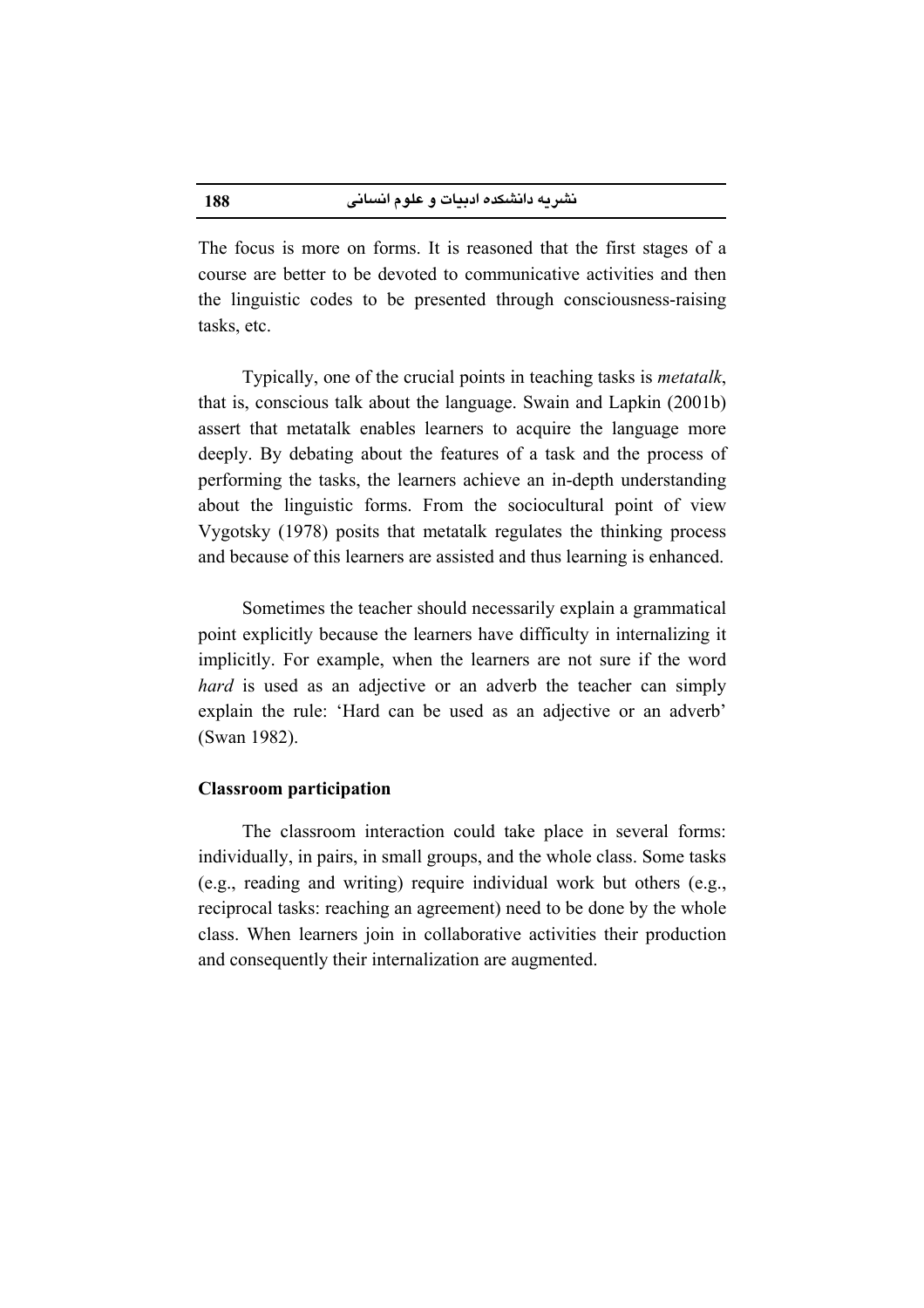The focus is more on forms. It is reasoned that the first stages of a course are better to be devoted to communicative activities and then the linguistic codes to be presented through consciousness-raising tasks, etc.

Typically, one of the crucial points in teaching tasks is *metatalk*, that is, conscious talk about the language. Swain and Lapkin (2001b) assert that metatalk enables learners to acquire the language more deeply. By debating about the features of a task and the process of performing the tasks, the learners achieve an in-depth understanding about the linguistic forms. From the sociocultural point of view Vygotsky (1978) posits that metatalk regulates the thinking process and because of this learners are assisted and thus learning is enhanced.

Sometimes the teacher should necessarily explain a grammatical point explicitly because the learners have difficulty in internalizing it implicitly. For example, when the learners are not sure if the word *hard* is used as an adjective or an adverb the teacher can simply explain the rule: 'Hard can be used as an adjective or an adverb' (Swan 1982).

**Classroom participation**

The classroom interaction could take place in several forms: individually, in pairs, in small groups, and the whole class. Some tasks (e.g., reading and writing) require individual work but others (e.g., reciprocal tasks: reaching an agreement) need to be done by the whole class. When learners join in collaborative activities their production and consequently their internalization are augmented.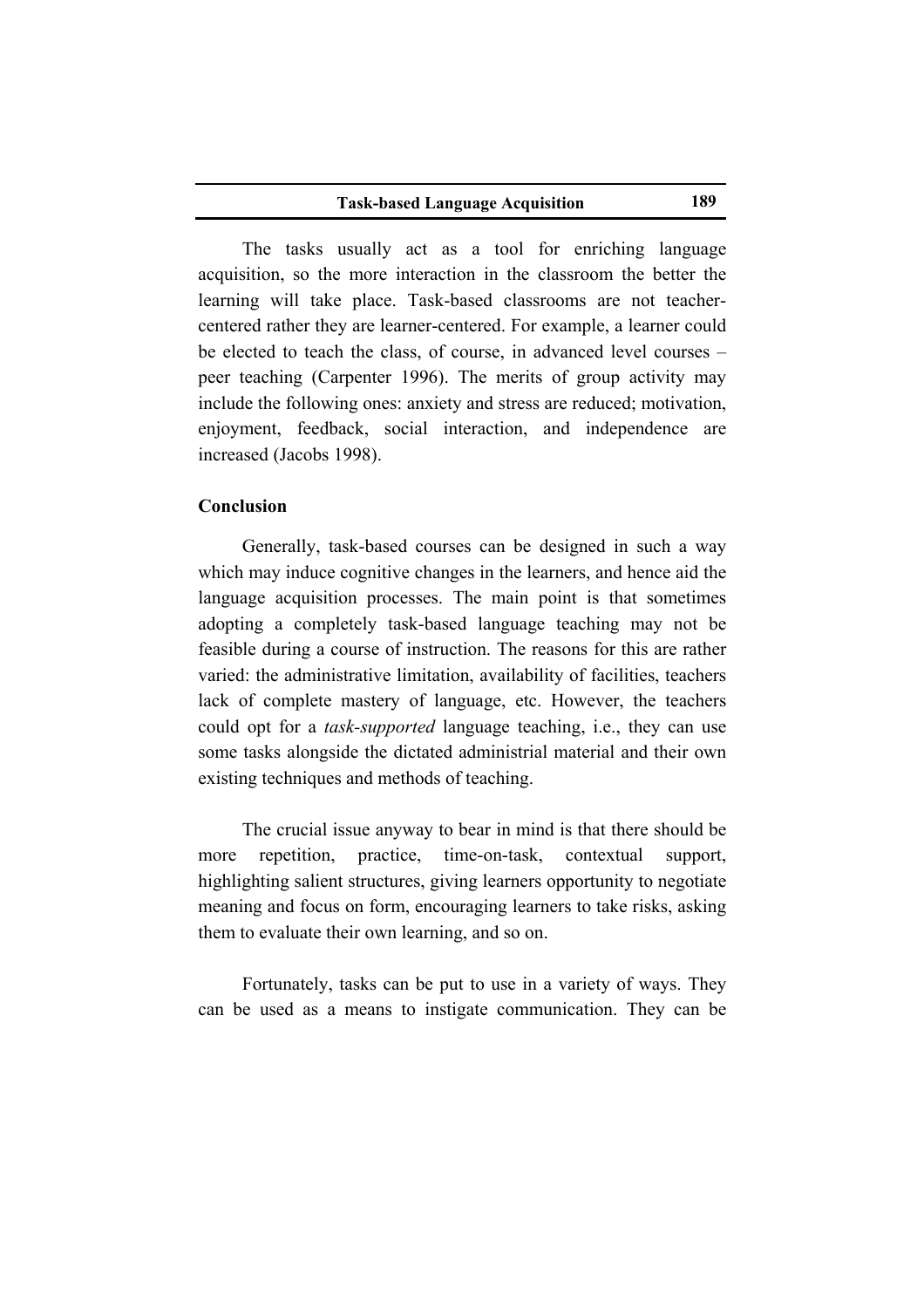The tasks usually act as a tool for enriching language acquisition, so the more interaction in the classroom the better the learning will take place. Task-based classrooms are not teacher-centered rather they are learner-centered. For example, a learner could be elected to teach the class, of course, in advanced level courses – peer teaching (Carpenter 1996). The merits of group activity may include the following ones: anxiety and stress are reduced; motivation, enjoyment, feedback, social interaction, and independence are increased (Jacobs 1998).

## Conclusion

Generally, task-based courses can be designed in such a way which may induce cognitive changes in the learners, and hence aid the language acquisition processes. The main point is that sometimes adopting a completely task-based language teaching may not be feasible during a course of instruction. The reasons for this are rather varied: the administrative limitation, availability of facilities, teachers lack of complete mastery of language, etc. However, the teachers could opt for a *task-supported* language teaching, i.e., they can use some tasks alongside the dictated administrial material and their own existing techniques and methods of teaching.

The crucial issue anyway to bear in mind is that there should be more repetition, practice, time-on-task, contextual support, highlighting salient structures, giving learners opportunity to negotiate meaning and focus on form, encouraging learners to take risks, asking them to evaluate their own learning, and so on.

Fortunately, tasks can be put to use in a variety of ways. They can be used as a means to instigate communication. They can be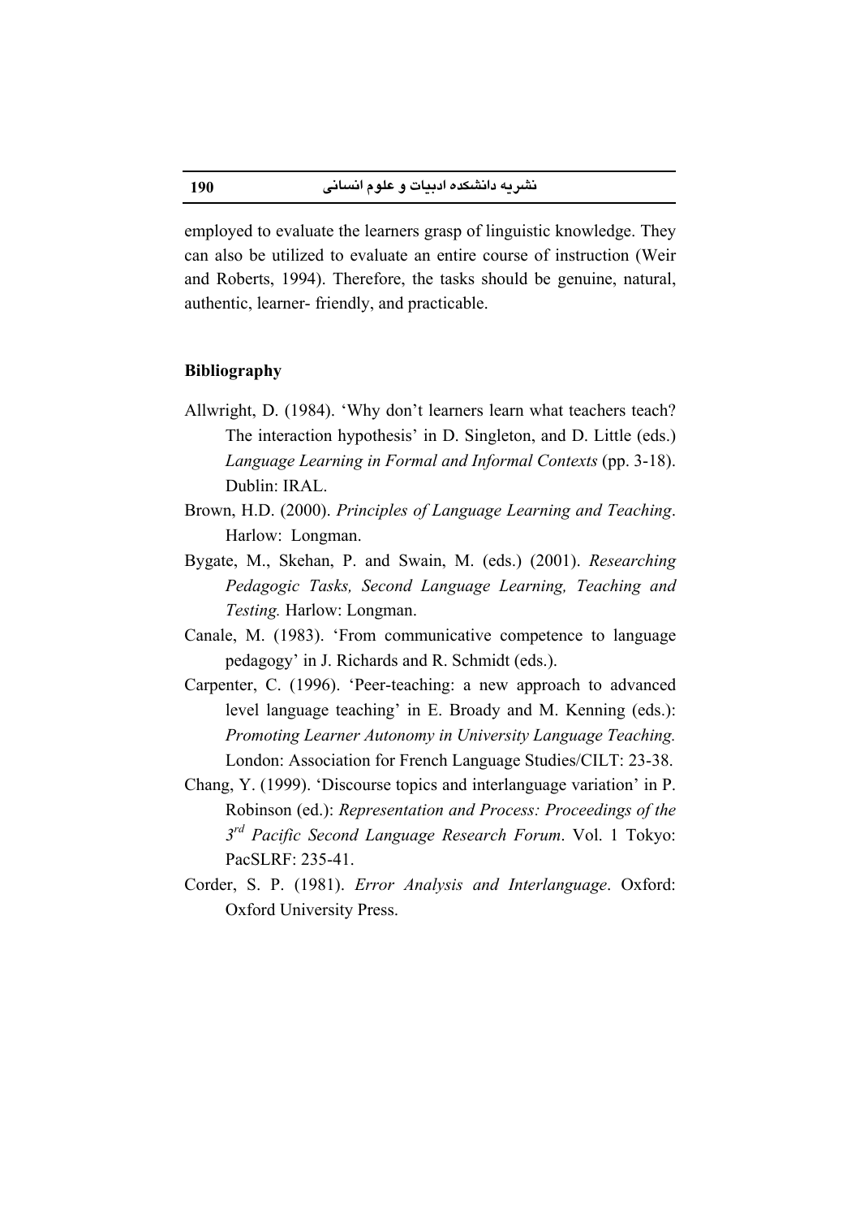employed to evaluate the learners grasp of linguistic knowledge. They can also be utilized to evaluate an entire course of instruction (Weir and Roberts, 1994). Therefore, the tasks should be genuine, natural, authentic, learner- friendly, and practicable.

## Bibliography

Allwright, D. (1984). 'Why don't learners learn what teachers teach? The interaction hypothesis' in D. Singleton, and D. Little (eds.) *Language Learning in Formal and Informal Contexts* (pp. 3-18). Dublin: IRAL.

Brown, H.D. (2000). *Principles of Language Learning and Teaching*. Harlow: Longman.

Bygate, M., Skehan, P. and Swain, M. (eds.) (2001). *Researching Pedagogic Tasks, Second Language Learning, Teaching and Testing.* Harlow: Longman.

Canale, M. (1983). 'From communicative competence to language pedagogy' in J. Richards and R. Schmidt (eds.).

Carpenter, C. (1996). 'Peer-teaching: a new approach to advanced level language teaching' in E. Broady and M. Kenning (eds.): *Promoting Learner Autonomy in University Language Teaching.* London: Association for French Language Studies/CILT: 23-38.

Chang, Y. (1999). 'Discourse topics and interlanguage variation' in P. Robinson (ed.): *Representation and Process: Proceedings of the 3rd Pacific Second Language Research Forum*. Vol. 1 Tokyo: PacSLRF: 235-41.

Corder, S. P. (1981). *Error Analysis and Interlanguage*. Oxford: Oxford University Press.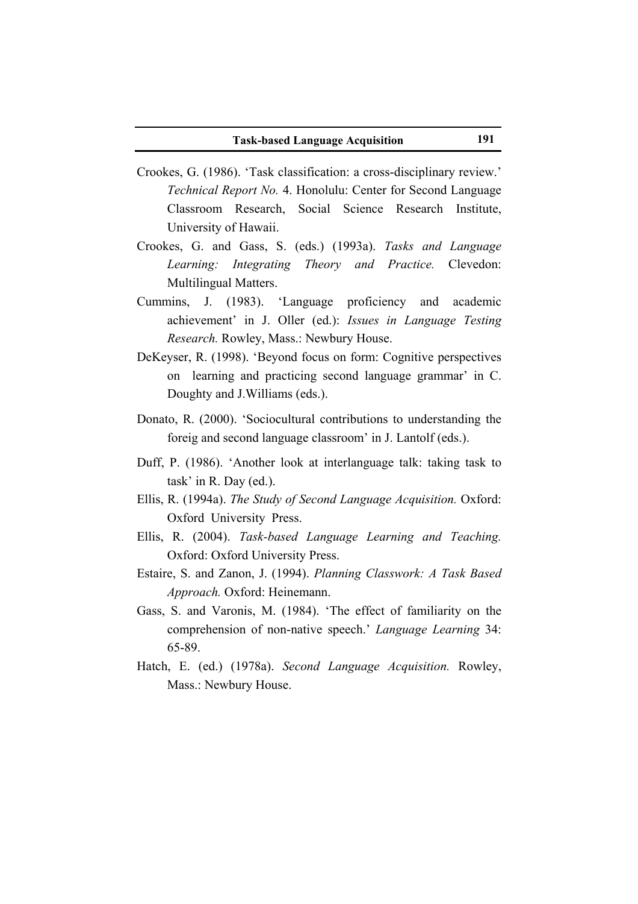Crookes, G. (1986). 'Task classification: a cross-disciplinary review.' *Technical Report No.* 4. Honolulu: Center for Second Language Classroom Research, Social Science Research Institute, University of Hawaii.

Crookes, G. and Gass, S. (eds.) (1993a). *Tasks and Language Learning: Integrating Theory and Practice.* Clevedon: Multilingual Matters.

Cummins, J. (1983). 'Language proficiency and academic achievement' in J. Oller (ed.): *Issues in Language Testing Research.* Rowley, Mass.: Newbury House.

DeKeyser, R. (1998). 'Beyond focus on form: Cognitive perspectives on learning and practicing second language grammar' in C. Doughty and J.Williams (eds.).

Donato, R. (2000). 'Sociocultural contributions to understanding the foreig and second language classroom' in J. Lantolf (eds.).

Duff, P. (1986). 'Another look at interlanguage talk: taking task to task' in R. Day (ed.).

Ellis, R. (1994a). *The Study of Second Language Acquisition.* Oxford: Oxford University Press.

Ellis, R. (2004). *Task-based Language Learning and Teaching.* Oxford: Oxford University Press.

Estaire, S. and Zanon, J. (1994). *Planning Classwork: A Task Based Approach.* Oxford: Heinemann.

Gass, S. and Varonis, M. (1984). 'The effect of familiarity on the comprehension of non-native speech.' *Language Learning* 34: 65-89.

Hatch, E. (ed.) (1978a). *Second Language Acquisition.* Rowley, Mass.: Newbury House.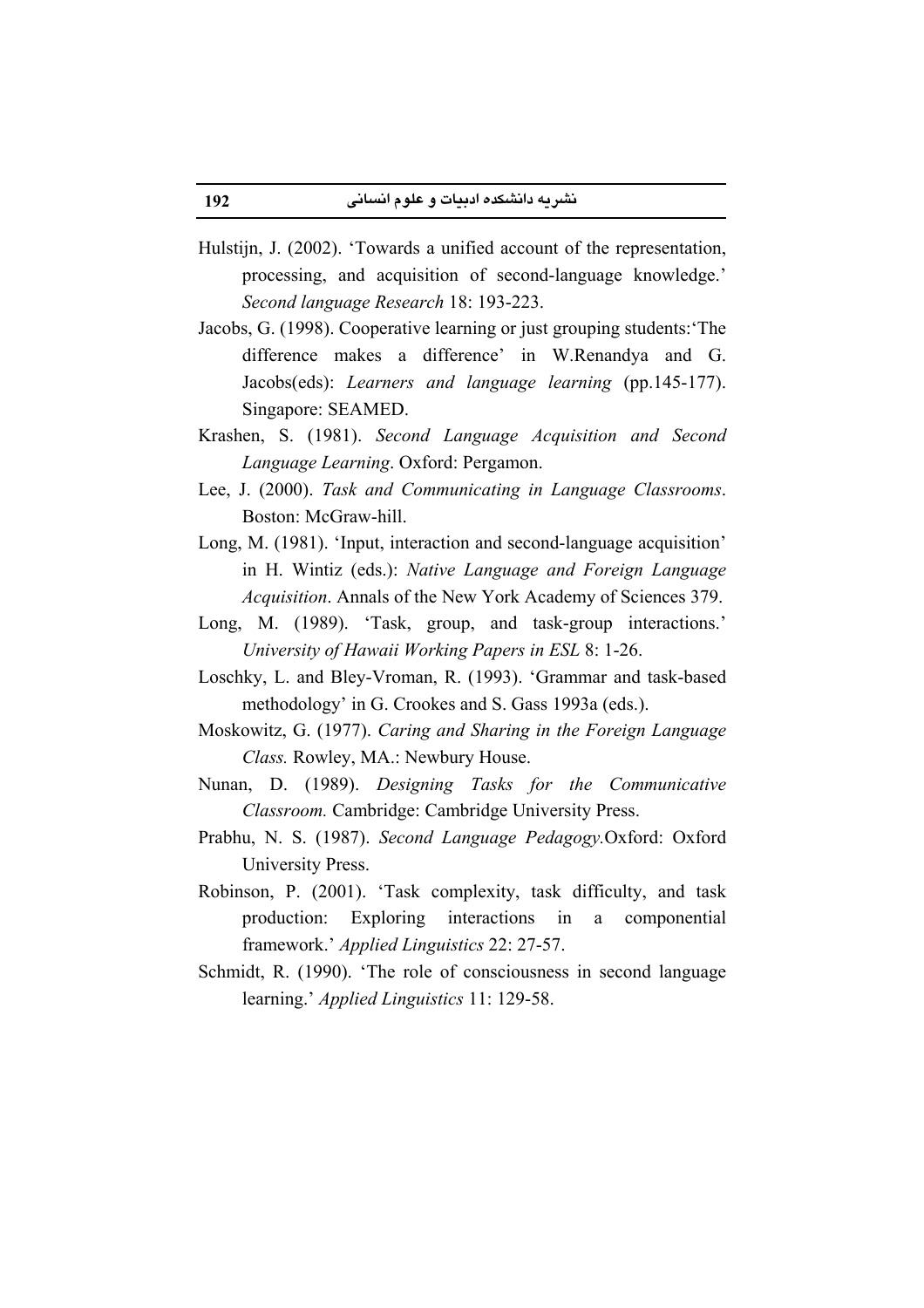Hulstijn, J. (2002). 'Towards a unified account of the representation, processing, and acquisition of second-language knowledge.' *Second language Research* 18: 193-223.

Jacobs, G. (1998). Cooperative learning or just grouping students:'The difference makes a difference' in W.Renandya and G. Jacobs(eds): *Learners and language learning* (pp.145-177). Singapore: SEAMED.

Krashen, S. (1981). *Second Language Acquisition and Second Language Learning*. Oxford: Pergamon.

Lee, J. (2000). *Task and Communicating in Language Classrooms*. Boston: McGraw-hill.

Long, M. (1981). 'Input, interaction and second-language acquisition' in H. Wintiz (eds.): *Native Language and Foreign Language Acquisition*. Annals of the New York Academy of Sciences 379.

Long, M. (1989). 'Task, group, and task-group interactions.' *University of Hawaii Working Papers in ESL* 8: 1-26.

Loschky, L. and Bley-Vroman, R. (1993). 'Grammar and task-based methodology' in G. Crookes and S. Gass 1993a (eds.).

Moskowitz, G. (1977). *Caring and Sharing in the Foreign Language Class.* Rowley, MA.: Newbury House.

Nunan, D. (1989). *Designing Tasks for the Communicative Classroom.* Cambridge: Cambridge University Press.

Prabhu, N. S. (1987). *Second Language Pedagogy.*Oxford: Oxford University Press.

Robinson, P. (2001). 'Task complexity, task difficulty, and task production: Exploring interactions in a componential framework.' *Applied Linguistics* 22: 27-57.

Schmidt, R. (1990). 'The role of consciousness in second language learning.' *Applied Linguistics* 11: 129-58.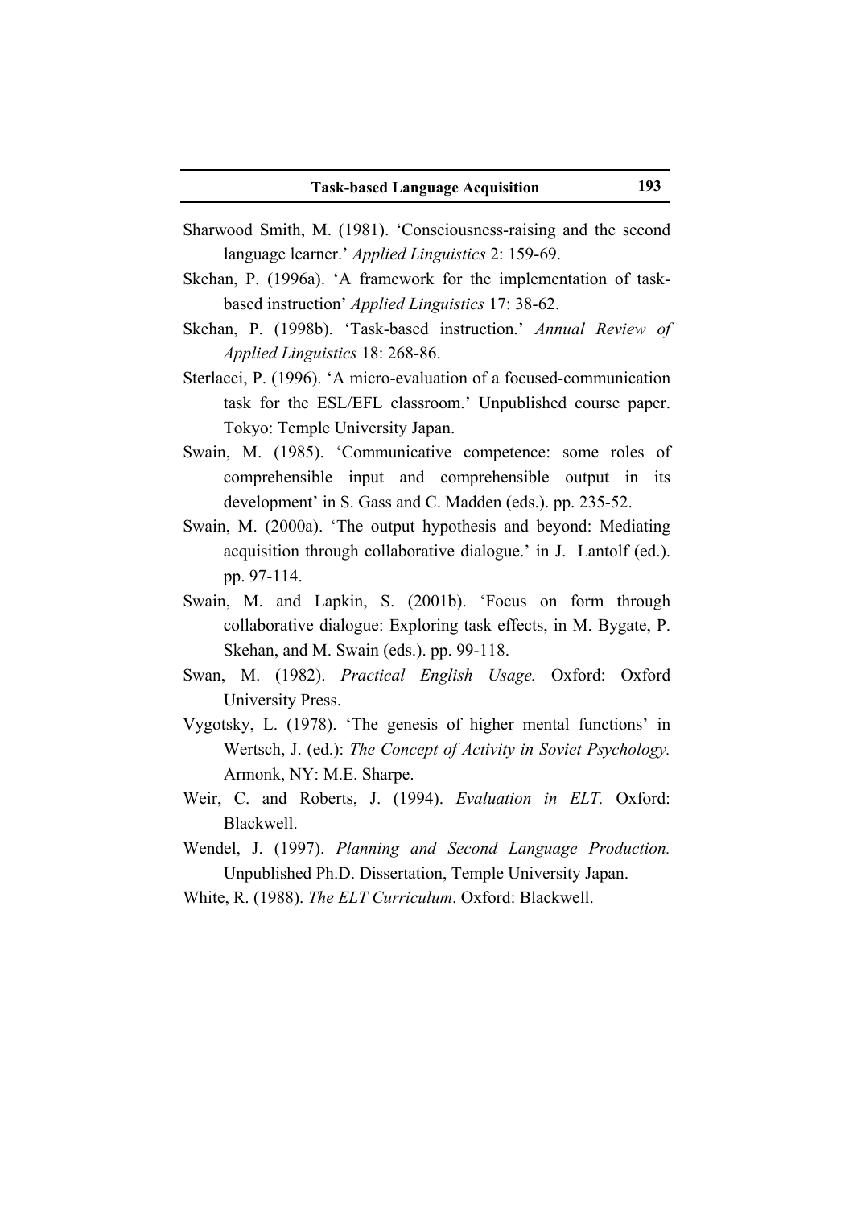Sharwood Smith, M. (1981). 'Consciousness-raising and the second language learner.' *Applied Linguistics* 2: 159-69.

Skehan, P. (1996a). 'A framework for the implementation of task-based instruction' *Applied Linguistics* 17: 38-62.

Skehan, P. (1998b). 'Task-based instruction.' *Annual Review of Applied Linguistics* 18: 268-86.

Sterlacci, P. (1996). 'A micro-evaluation of a focused-communication task for the ESL/EFL classroom.' Unpublished course paper. Tokyo: Temple University Japan.

Swain, M. (1985). 'Communicative competence: some roles of comprehensible input and comprehensible output in its development' in S. Gass and C. Madden (eds.). pp. 235-52.

Swain, M. (2000a). 'The output hypothesis and beyond: Mediating acquisition through collaborative dialogue.' in J. Lantolf (ed.). pp. 97-114.

Swain, M. and Lapkin, S. (2001b). 'Focus on form through collaborative dialogue: Exploring task effects, in M. Bygate, P. Skehan, and M. Swain (eds.). pp. 99-118.

Swan, M. (1982). *Practical English Usage.* Oxford: Oxford University Press.

Vygotsky, L. (1978). 'The genesis of higher mental functions' in Wertsch, J. (ed.): *The Concept of Activity in Soviet Psychology.* Armonk, NY: M.E. Sharpe.

Weir, C. and Roberts, J. (1994). *Evaluation in ELT.* Oxford: Blackwell.

Wendel, J. (1997). *Planning and Second Language Production.* Unpublished Ph.D. Dissertation, Temple University Japan.

White, R. (1988). *The ELT Curriculum*. Oxford: Blackwell.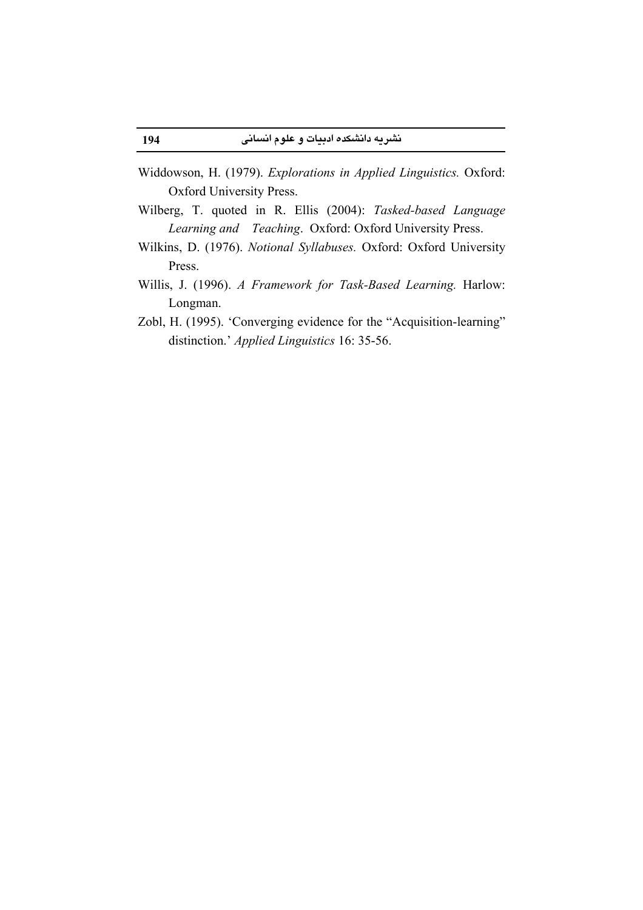Widdowson, H. (1979). *Explorations in Applied Linguistics.* Oxford: Oxford University Press.

Wilberg, T. quoted in R. Ellis (2004): *Tasked-based Language Learning and Teaching*. Oxford: Oxford University Press.

Wilkins, D. (1976). *Notional Syllabuses.* Oxford: Oxford University Press.

Willis, J. (1996). *A Framework for Task-Based Learning.* Harlow: Longman.

Zobl, H. (1995). 'Converging evidence for the "Acquisition-learning" distinction.' *Applied Linguistics* 16: 35-56.